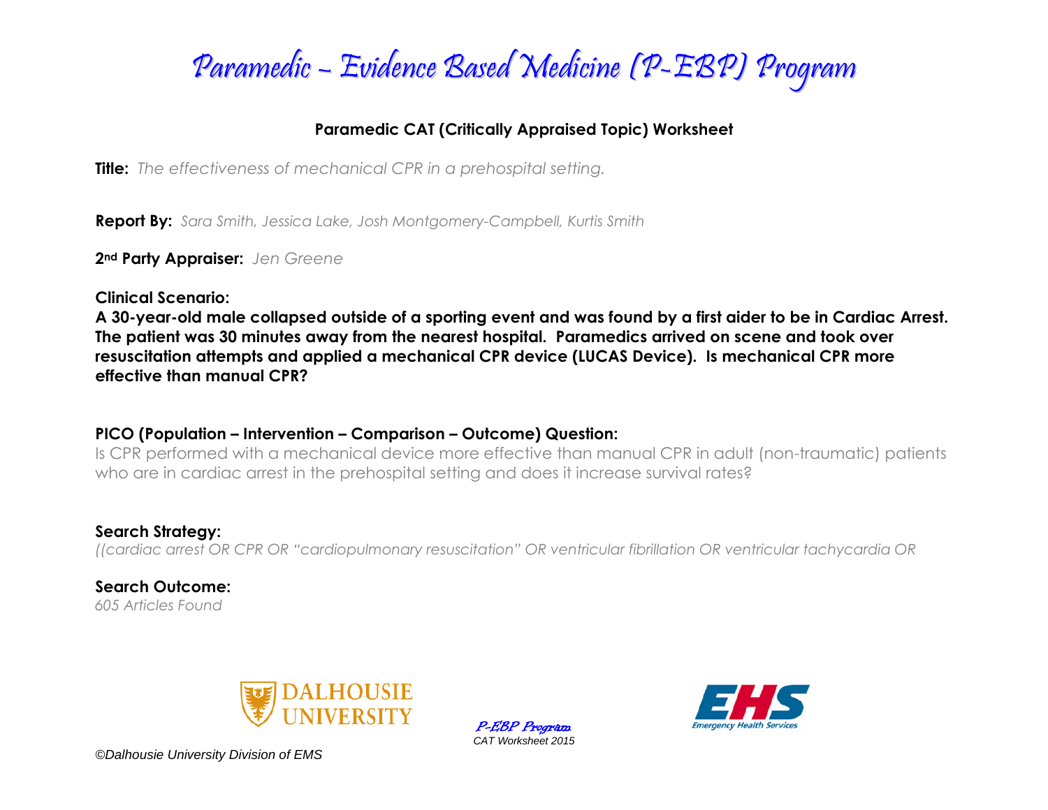# Paramedic – Evidence Based Medicine (P-EBP) Program

## Paramedic CAT (Critically Appraised Topic) Worksheet

**Title:** *The effectiveness of mechanical CPR in a prehospital setting.*

**Report By:** *Sara Smith, Jessica Lake, Josh Montgomery-Campbell, Kurtis Smith*

**2nd Party Appraiser:** *Jen Greene*

**Clinical Scenario:**

**A 30-year-old male collapsed outside of a sporting event and was found by a first aider to be in Cardiac Arrest. The patient was 30 minutes away from the nearest hospital. Paramedics arrived on scene and took over resuscitation attempts and applied a mechanical CPR device (LUCAS Device). Is mechanical CPR more effective than manual CPR?**

**PICO (Population – Intervention – Comparison – Outcome) Question:**

Is CPR performed with a mechanical device more effective than manual CPR in adult (non-traumatic) patients who are in cardiac arrest in the prehospital setting and does it increase survival rates?

**Search Strategy:**

*((cardiac arrest OR CPR OR "cardiopulmonary resuscitation" OR ventricular fibrillation OR ventricular tachycardia OR*

**Search Outcome:**

*605 Articles Found*

©Dalhousie University Division of EMS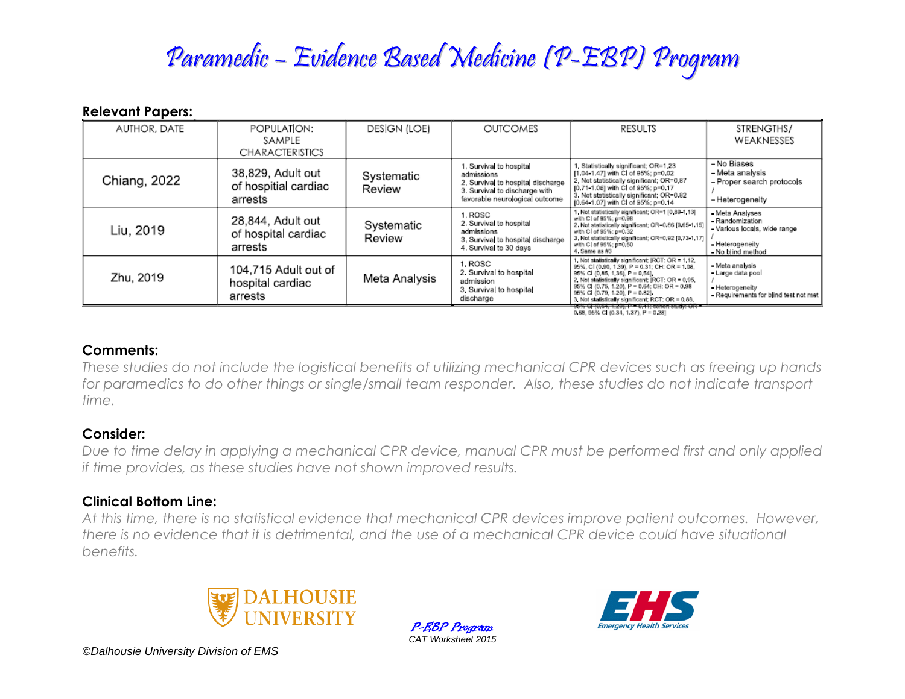# Paramedic – Evidence Based Medicine (P-EBP) Program

**Relevant Papers:**

| AUTHOR, DATE | POPULATION: SAMPLE CHARACTERISTICS | DESIGN (LOE) | OUTCOMES | RESULTS | STRENGTHS/ WEAKNESSES |
|---|---|---|---|---|---|
| Chiang, 2022 | 38,829, Adult out of hospitial cardiac arrests | Systematic Review | 1. Survival to hospital admissions<br>2. Survival to hospital discharge<br>3. Survival to discharge with favorable neurological outcome | 1. Statistically significant; OR=1.23 [1.04-1.47] with CI of 95%; p=0.02<br>2. Not statistically significant; OR=0.87 [0.71-1.06] with CI of 95%; p=0.17<br>3. Not statistically significant; OR=0.82 [0.64-1.07] with CI of 95%; p=0.14 | - No Biases<br>- Meta analysis<br>- Proper search protocols<br>/<br>- Heterogeneity |
| Liu, 2019 | 28,844, Adult out of hospital cardiac arrests | Systematic Review | 1. ROSC<br>2. Survival to hospital admissions<br>3. Survival to hospital discharge<br>4. Survival to 30 days | 1. Not statistically significant; OR=1 [0.89-1.13] with CI of 95%; p=0.98<br>2. Not statistically significant; OR=0.86 [0.65-1.15] with CI of 95%; p=0.32<br>3. Not statistically significant; OR=0.92 [0.73-1.17] with CI of 95%; p=0.50<br>4. Same as #3 | - Meta Analyses<br>- Randomization<br>- Various locals, wide range<br>/<br>- Heterogeneity<br>- No blind method |
| Zhu, 2019 | 104,715 Adult out of hospital cardiac arrests | Meta Analysis | 1. ROSC<br>2. Survival to hospital admission<br>3. Survival to hospital discharge | 1. Not statistically significant; [RCT: OR = 1.12, 95% CI (0.90, 1.39), P = 0.31; CH: OR = 1.08, 95% CI (0.85, 1.36), P = 0.54].<br>2. Not statistically significant; [RCT: OR = 0.95, 95% CI (0.75, 1.20), P = 0.64; CH: OR = 0.98 95% CI (0.79, 1.20), P = 0.82].<br>3. Not statistically significant; RCT: OR = 0.88, 95% CI (0.64, 1.20), P = 0.41; cohort study: OR = 0.68, 95% CI (0.34, 1.37), P = 0.28] | - Meta analysis<br>- Large data pool<br>/<br>- Heterogeneity<br>- Requirements for blind test not met |

**Comments:**

*These studies do not include the logistical benefits of utilizing mechanical CPR devices such as freeing up hands for paramedics to do other things or single/small team responder. Also, these studies do not indicate transport time.*

**Consider:**

*Due to time delay in applying a mechanical CPR device, manual CPR must be performed first and only applied if time provides, as these studies have not shown improved results.*

**Clinical Bottom Line:**

*At this time, there is no statistical evidence that mechanical CPR devices improve patient outcomes. However, there is no evidence that it is detrimental, and the use of a mechanical CPR device could have situational benefits.*

DALHOUSIE UNIVERSITY

P-EBP Program
CAT Worksheet 2015

EHS Emergency Health Services

©Dalhousie University Division of EMS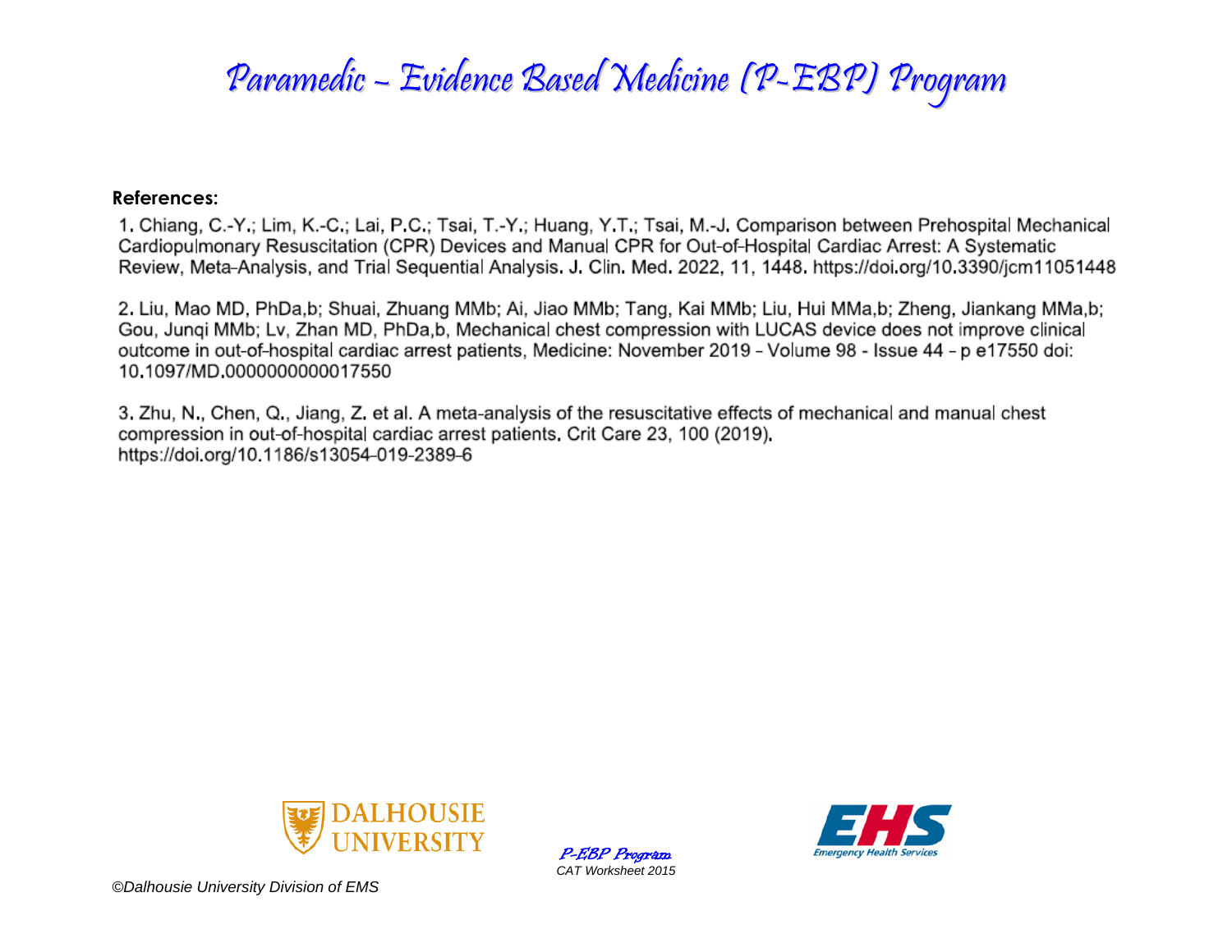**References:**

1. Chiang, C.-Y.; Lim, K.-C.; Lai, P.C.; Tsai, T.-Y.; Huang, Y.T.; Tsai, M.-J. Comparison between Prehospital Mechanical Cardiopulmonary Resuscitation (CPR) Devices and Manual CPR for Out-of-Hospital Cardiac Arrest: A Systematic Review, Meta-Analysis, and Trial Sequential Analysis. J. Clin. Med. 2022, 11, 1448. https://doi.org/10.3390/jcm11051448

2. Liu, Mao MD, PhDa,b; Shuai, Zhuang MMb; Ai, Jiao MMb; Tang, Kai MMb; Liu, Hui MMa,b; Zheng, Jiankang MMa,b; Gou, Junqi MMb; Lv, Zhan MD, PhDa,b, Mechanical chest compression with LUCAS device does not improve clinical outcome in out-of-hospital cardiac arrest patients, Medicine: November 2019 - Volume 98 - Issue 44 - p e17550 doi: 10.1097/MD.0000000000017550

3. Zhu, N., Chen, Q., Jiang, Z. et al. A meta-analysis of the resuscitative effects of mechanical and manual chest compression in out-of-hospital cardiac arrest patients. Crit Care 23, 100 (2019). https://doi.org/10.1186/s13054-019-2389-6